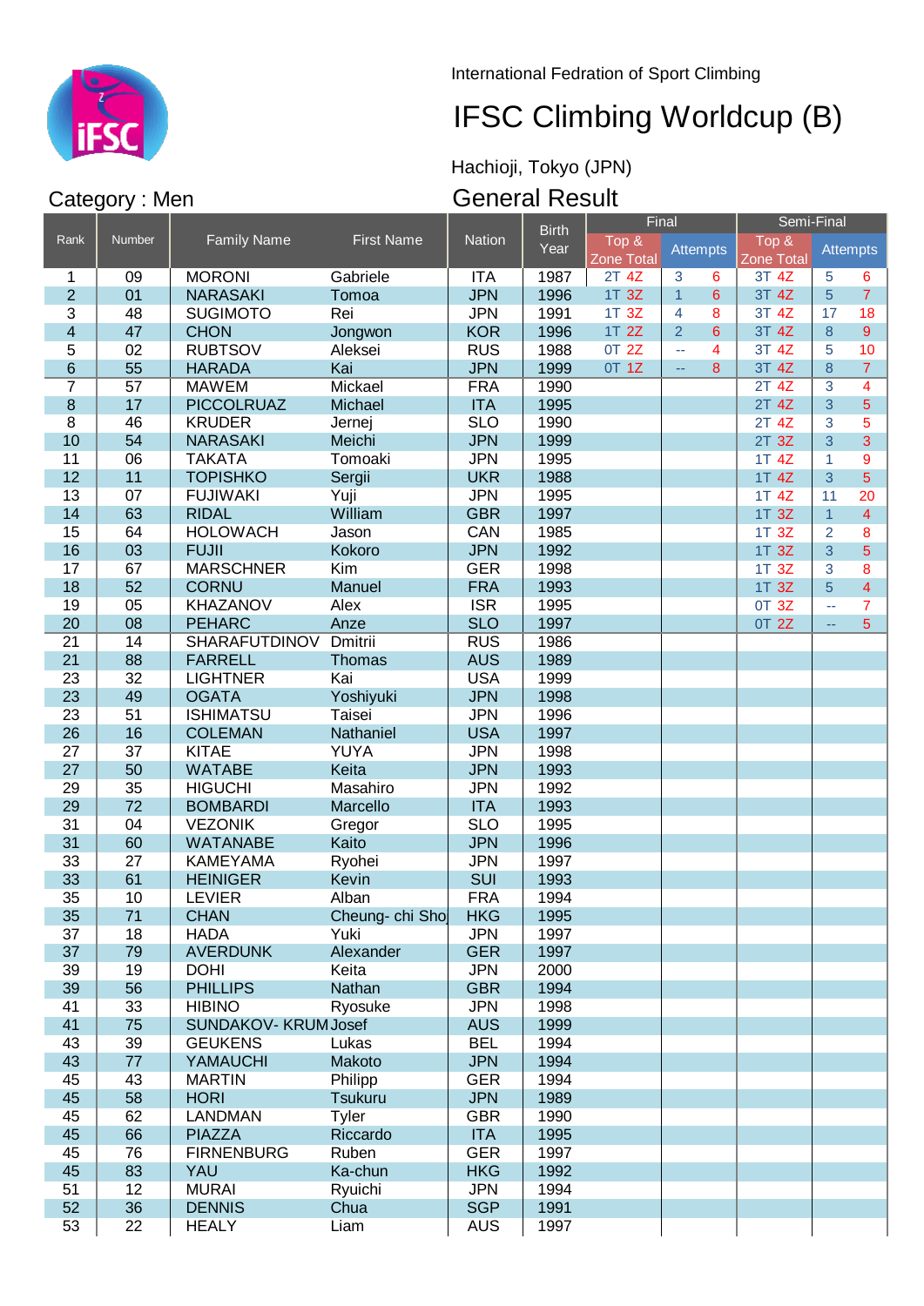International Fedration of Sport Climbing

# IFSC Climbing Worldcup (B)

Hachioji, Tokyo (JPN)

## Category : Men

## General Result

| Rank | Number | Family Name | First Name | Nation | Birth Year | Final | | | Semi-Final | | |
|---|---|---|---|---|---|---|---|---|---|---|---|
| | | | | | | Top & Zone Total | Attempts | | Top & Zone Total | Attempts | |
| 1 | 09 | MORONI | Gabriele | ITA | 1987 | 2T 4Z | 3 | 6 | 3T 4Z | 5 | 6 |
| 2 | 01 | NARASAKI | Tomoa | JPN | 1996 | 1T 3Z | 1 | 6 | 3T 4Z | 5 | 7 |
| 3 | 48 | SUGIMOTO | Rei | JPN | 1991 | 1T 3Z | 4 | 8 | 3T 4Z | 17 | 18 |
| 4 | 47 | CHON | Jongwon | KOR | 1996 | 1T 2Z | 2 | 6 | 3T 4Z | 8 | 9 |
| 5 | 02 | RUBTSOV | Aleksei | RUS | 1988 | 0T 2Z | -- | 4 | 3T 4Z | 5 | 10 |
| 6 | 55 | HARADA | Kai | JPN | 1999 | 0T 1Z | -- | 8 | 3T 4Z | 8 | 7 |
| 7 | 57 | MAWEM | Mickael | FRA | 1990 | | | | 2T 4Z | 3 | 4 |
| 8 | 17 | PICCOLRUAZ | Michael | ITA | 1995 | | | | 2T 4Z | 3 | 5 |
| 8 | 46 | KRUDER | Jernej | SLO | 1990 | | | | 2T 4Z | 3 | 5 |
| 10 | 54 | NARASAKI | Meichi | JPN | 1999 | | | | 2T 3Z | 3 | 3 |
| 11 | 06 | TAKATA | Tomoaki | JPN | 1995 | | | | 1T 4Z | 1 | 9 |
| 12 | 11 | TOPISHKO | Sergii | UKR | 1988 | | | | 1T 4Z | 3 | 5 |
| 13 | 07 | FUJIWAKI | Yuji | JPN | 1995 | | | | 1T 4Z | 11 | 20 |
| 14 | 63 | RIDAL | William | GBR | 1997 | | | | 1T 3Z | 1 | 4 |
| 15 | 64 | HOLOWACH | Jason | CAN | 1985 | | | | 1T 3Z | 2 | 8 |
| 16 | 03 | FUJII | Kokoro | JPN | 1992 | | | | 1T 3Z | 3 | 5 |
| 17 | 67 | MARSCHNER | Kim | GER | 1998 | | | | 1T 3Z | 3 | 8 |
| 18 | 52 | CORNU | Manuel | FRA | 1993 | | | | 1T 3Z | 5 | 4 |
| 19 | 05 | KHAZANOV | Alex | ISR | 1995 | | | | 0T 3Z | -- | 7 |
| 20 | 08 | PEHARC | Anze | SLO | 1997 | | | | 0T 2Z | -- | 5 |
| 21 | 14 | SHARAFUTDINOV | Dmitrii | RUS | 1986 | | | | | | |
| 21 | 88 | FARRELL | Thomas | AUS | 1989 | | | | | | |
| 23 | 32 | LIGHTNER | Kai | USA | 1999 | | | | | | |
| 23 | 49 | OGATA | Yoshiyuki | JPN | 1998 | | | | | | |
| 23 | 51 | ISHIMATSU | Taisei | JPN | 1996 | | | | | | |
| 26 | 16 | COLEMAN | Nathaniel | USA | 1997 | | | | | | |
| 27 | 37 | KITAE | YUYA | JPN | 1998 | | | | | | |
| 27 | 50 | WATABE | Keita | JPN | 1993 | | | | | | |
| 29 | 35 | HIGUCHI | Masahiro | JPN | 1992 | | | | | | |
| 29 | 72 | BOMBARDI | Marcello | ITA | 1993 | | | | | | |
| 31 | 04 | VEZONIK | Gregor | SLO | 1995 | | | | | | |
| 31 | 60 | WATANABE | Kaito | JPN | 1996 | | | | | | |
| 33 | 27 | KAMEYAMA | Ryohei | JPN | 1997 | | | | | | |
| 33 | 61 | HEINIGER | Kevin | SUI | 1993 | | | | | | |
| 35 | 10 | LEVIER | Alban | FRA | 1994 | | | | | | |
| 35 | 71 | CHAN | Cheung- chi Sho | HKG | 1995 | | | | | | |
| 37 | 18 | HADA | Yuki | JPN | 1997 | | | | | | |
| 37 | 79 | AVERDUNK | Alexander | GER | 1997 | | | | | | |
| 39 | 19 | DOHI | Keita | JPN | 2000 | | | | | | |
| 39 | 56 | PHILLIPS | Nathan | GBR | 1994 | | | | | | |
| 41 | 33 | HIBINO | Ryosuke | JPN | 1998 | | | | | | |
| 41 | 75 | SUNDAKOV- KRUM | Josef | AUS | 1999 | | | | | | |
| 43 | 39 | GEUKENS | Lukas | BEL | 1994 | | | | | | |
| 43 | 77 | YAMAUCHI | Makoto | JPN | 1994 | | | | | | |
| 45 | 43 | MARTIN | Philipp | GER | 1994 | | | | | | |
| 45 | 58 | HORI | Tsukuru | JPN | 1989 | | | | | | |
| 45 | 62 | LANDMAN | Tyler | GBR | 1990 | | | | | | |
| 45 | 66 | PIAZZA | Riccardo | ITA | 1995 | | | | | | |
| 45 | 76 | FIRNENBURG | Ruben | GER | 1997 | | | | | | |
| 45 | 83 | YAU | Ka-chun | HKG | 1992 | | | | | | |
| 51 | 12 | MURAI | Ryuichi | JPN | 1994 | | | | | | |
| 52 | 36 | DENNIS | Chua | SGP | 1991 | | | | | | |
| 53 | 22 | HEALY | Liam | AUS | 1997 | | | | | | |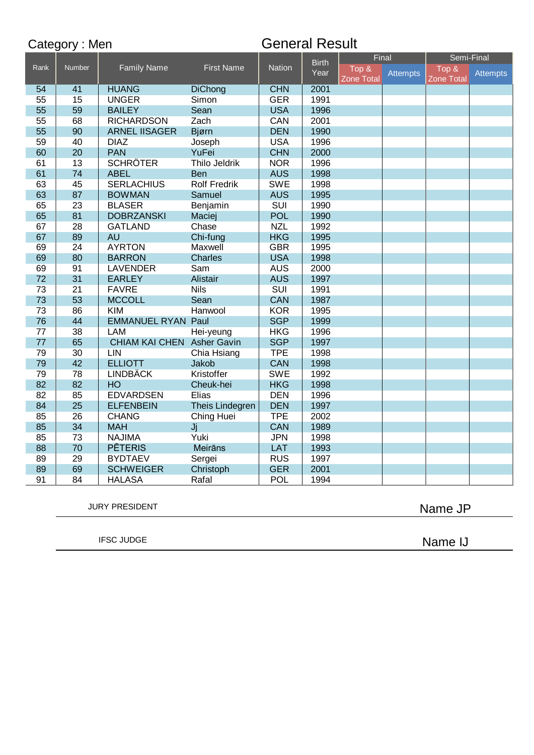Category : Men

# General Result

| Rank | Number | Family Name | First Name | Nation | Birth Year | Final | | Semi-Final | |
|---|---|---|---|---|---|---|---|---|---|
| | | | | | | Top & Zone Total | Attempts | Top & Zone Total | Attempts |
| 54 | 41 | HUANG | DiChong | CHN | 2001 | | | | |
| 55 | 15 | UNGER | Simon | GER | 1991 | | | | |
| 55 | 59 | BAILEY | Sean | USA | 1996 | | | | |
| 55 | 68 | RICHARDSON | Zach | CAN | 2001 | | | | |
| 55 | 90 | ARNEL IISAGER | Bjørn | DEN | 1990 | | | | |
| 59 | 40 | DIAZ | Joseph | USA | 1996 | | | | |
| 60 | 20 | PAN | YuFei | CHN | 2000 | | | | |
| 61 | 13 | SCHRÖTER | Thilo Jeldrik | NOR | 1996 | | | | |
| 61 | 74 | ABEL | Ben | AUS | 1998 | | | | |
| 63 | 45 | SERLACHIUS | Rolf Fredrik | SWE | 1998 | | | | |
| 63 | 87 | BOWMAN | Samuel | AUS | 1995 | | | | |
| 65 | 23 | BLASER | Benjamin | SUI | 1990 | | | | |
| 65 | 81 | DOBRZANSKI | Maciej | POL | 1990 | | | | |
| 67 | 28 | GATLAND | Chase | NZL | 1992 | | | | |
| 67 | 89 | AU | Chi-fung | HKG | 1995 | | | | |
| 69 | 24 | AYRTON | Maxwell | GBR | 1995 | | | | |
| 69 | 80 | BARRON | Charles | USA | 1998 | | | | |
| 69 | 91 | LAVENDER | Sam | AUS | 2000 | | | | |
| 72 | 31 | EARLEY | Alistair | AUS | 1997 | | | | |
| 73 | 21 | FAVRE | Nils | SUI | 1991 | | | | |
| 73 | 53 | MCCOLL | Sean | CAN | 1987 | | | | |
| 73 | 86 | KIM | Hanwool | KOR | 1995 | | | | |
| 76 | 44 | EMMANUEL RYAN | Paul | SGP | 1999 | | | | |
| 77 | 38 | LAM | Hei-yeung | HKG | 1996 | | | | |
| 77 | 65 | CHIAM KAI CHEN | Asher Gavin | SGP | 1997 | | | | |
| 79 | 30 | LIN | Chia Hsiang | TPE | 1998 | | | | |
| 79 | 42 | ELLIOTT | Jakob | CAN | 1998 | | | | |
| 79 | 78 | LINDBÄCK | Kristoffer | SWE | 1992 | | | | |
| 82 | 82 | HO | Cheuk-hei | HKG | 1998 | | | | |
| 82 | 85 | EDVARDSEN | Elias | DEN | 1996 | | | | |
| 84 | 25 | ELFENBEIN | Theis Lindegren | DEN | 1997 | | | | |
| 85 | 26 | CHANG | Ching Huei | TPE | 2002 | | | | |
| 85 | 34 | MAH | Jj | CAN | 1989 | | | | |
| 85 | 73 | NAJIMA | Yuki | JPN | 1998 | | | | |
| 88 | 70 | PĒTERIS | Meirāns | LAT | 1993 | | | | |
| 89 | 29 | BYDTAEV | Sergei | RUS | 1997 | | | | |
| 89 | 69 | SCHWEIGER | Christoph | GER | 2001 | | | | |
| 91 | 84 | HALASA | Rafal | POL | 1994 | | | | |

JURY PRESIDENT — Name JP

IFSC JUDGE — Name IJ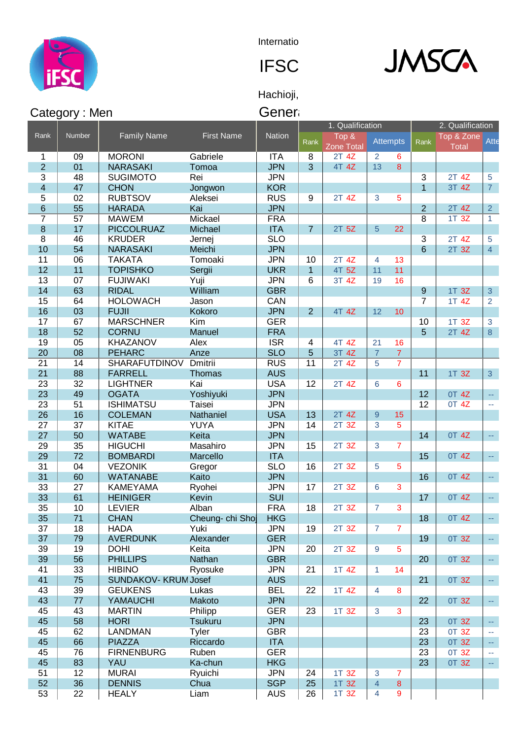Internatio

IFSC

Hachioji,

Category : Men

Gener

| Rank | Number | Family Name | First Name | Nation | 1. Qualification | | | | 2. Qualification | | |
|---|---|---|---|---|---|---|---|---|---|---|---|
| | | | | | Rank | Top & Zone Total | Attempts | | Rank | Top & Zone Total | Atte |
| 1 | 09 | MORONI | Gabriele | ITA | 8 | 2T 4Z | 2 | 6 | | | |
| 2 | 01 | NARASAKI | Tomoa | JPN | 3 | 4T 4Z | 13 | 8 | | | |
| 3 | 48 | SUGIMOTO | Rei | JPN | | | | | 3 | 2T 4Z | 5 |
| 4 | 47 | CHON | Jongwon | KOR | | | | | 1 | 3T 4Z | 7 |
| 5 | 02 | RUBTSOV | Aleksei | RUS | 9 | 2T 4Z | 3 | 5 | | | |
| 6 | 55 | HARADA | Kai | JPN | | | | | 2 | 2T 4Z | 2 |
| 7 | 57 | MAWEM | Mickael | FRA | | | | | 8 | 1T 3Z | 1 |
| 8 | 17 | PICCOLRUAZ | Michael | ITA | 7 | 2T 5Z | 5 | 22 | | | |
| 8 | 46 | KRUDER | Jernej | SLO | | | | | 3 | 2T 4Z | 5 |
| 10 | 54 | NARASAKI | Meichi | JPN | | | | | 6 | 2T 3Z | 4 |
| 11 | 06 | TAKATA | Tomoaki | JPN | 10 | 2T 4Z | 4 | 13 | | | |
| 12 | 11 | TOPISHKO | Sergii | UKR | 1 | 4T 5Z | 11 | 11 | | | |
| 13 | 07 | FUJIWAKI | Yuji | JPN | 6 | 3T 4Z | 19 | 16 | | | |
| 14 | 63 | RIDAL | William | GBR | | | | | 9 | 1T 3Z | 3 |
| 15 | 64 | HOLOWACH | Jason | CAN | | | | | 7 | 1T 4Z | 2 |
| 16 | 03 | FUJII | Kokoro | JPN | 2 | 4T 4Z | 12 | 10 | | | |
| 17 | 67 | MARSCHNER | Kim | GER | | | | | 10 | 1T 3Z | 3 |
| 18 | 52 | CORNU | Manuel | FRA | | | | | 5 | 2T 4Z | 8 |
| 19 | 05 | KHAZANOV | Alex | ISR | 4 | 4T 4Z | 21 | 16 | | | |
| 20 | 08 | PEHARC | Anze | SLO | 5 | 3T 4Z | 7 | 7 | | | |
| 21 | 14 | SHARAFUTDINOV | Dmitrii | RUS | 11 | 2T 4Z | 5 | 7 | | | |
| 21 | 88 | FARRELL | Thomas | AUS | | | | | 11 | 1T 3Z | 3 |
| 23 | 32 | LIGHTNER | Kai | USA | 12 | 2T 4Z | 6 | 6 | | | |
| 23 | 49 | OGATA | Yoshiyuki | JPN | | | | | 12 | 0T 4Z | -- |
| 23 | 51 | ISHIMATSU | Taisei | JPN | | | | | 12 | 0T 4Z | -- |
| 26 | 16 | COLEMAN | Nathaniel | USA | 13 | 2T 4Z | 9 | 15 | | | |
| 27 | 37 | KITAE | YUYA | JPN | 14 | 2T 3Z | 3 | 5 | | | |
| 27 | 50 | WATABE | Keita | JPN | | | | | 14 | 0T 4Z | -- |
| 29 | 35 | HIGUCHI | Masahiro | JPN | 15 | 2T 3Z | 3 | 7 | | | |
| 29 | 72 | BOMBARDI | Marcello | ITA | | | | | 15 | 0T 4Z | -- |
| 31 | 04 | VEZONIK | Gregor | SLO | 16 | 2T 3Z | 5 | 5 | | | |
| 31 | 60 | WATANABE | Kaito | JPN | | | | | 16 | 0T 4Z | -- |
| 33 | 27 | KAMEYAMA | Ryohei | JPN | 17 | 2T 3Z | 6 | 3 | | | |
| 33 | 61 | HEINIGER | Kevin | SUI | | | | | 17 | 0T 4Z | -- |
| 35 | 10 | LEVIER | Alban | FRA | 18 | 2T 3Z | 7 | 3 | | | |
| 35 | 71 | CHAN | Cheung- chi Shoj | HKG | | | | | 18 | 0T 4Z | -- |
| 37 | 18 | HADA | Yuki | JPN | 19 | 2T 3Z | 7 | 7 | | | |
| 37 | 79 | AVERDUNK | Alexander | GER | | | | | 19 | 0T 3Z | -- |
| 39 | 19 | DOHI | Keita | JPN | 20 | 2T 3Z | 9 | 5 | | | |
| 39 | 56 | PHILLIPS | Nathan | GBR | | | | | 20 | 0T 3Z | -- |
| 41 | 33 | HIBINO | Ryosuke | JPN | 21 | 1T 4Z | 1 | 14 | | | |
| 41 | 75 | SUNDAKOV- KRUM | Josef | AUS | | | | | 21 | 0T 3Z | -- |
| 43 | 39 | GEUKENS | Lukas | BEL | 22 | 1T 4Z | 4 | 8 | | | |
| 43 | 77 | YAMAUCHI | Makoto | JPN | | | | | 22 | 0T 3Z | -- |
| 45 | 43 | MARTIN | Philipp | GER | 23 | 1T 3Z | 3 | 3 | | | |
| 45 | 58 | HORI | Tsukuru | JPN | | | | | 23 | 0T 3Z | -- |
| 45 | 62 | LANDMAN | Tyler | GBR | | | | | 23 | 0T 3Z | -- |
| 45 | 66 | PIAZZA | Riccardo | ITA | | | | | 23 | 0T 3Z | -- |
| 45 | 76 | FIRNENBURG | Ruben | GER | | | | | 23 | 0T 3Z | -- |
| 45 | 83 | YAU | Ka-chun | HKG | | | | | 23 | 0T 3Z | -- |
| 51 | 12 | MURAI | Ryuichi | JPN | 24 | 1T 3Z | 3 | 7 | | | |
| 52 | 36 | DENNIS | Chua | SGP | 25 | 1T 3Z | 4 | 8 | | | |
| 53 | 22 | HEALY | Liam | AUS | 26 | 1T 3Z | 4 | 9 | | | |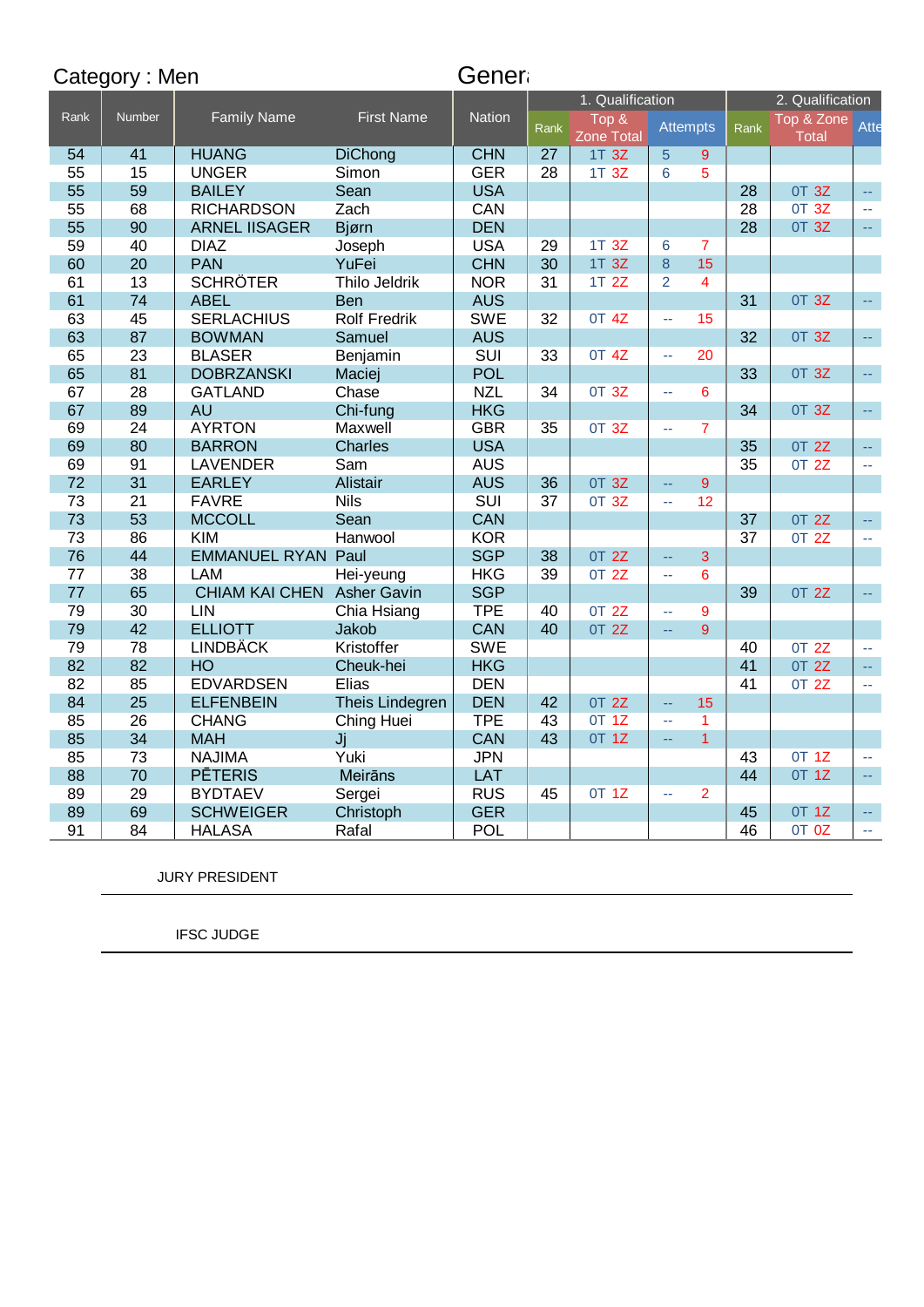Category : Men

Genera

| Rank | Number | Family Name | First Name | Nation | 1. Qualification | | | 2. Qualification | | |
|---|---|---|---|---|---|---|---|---|---|---|
| | | | | | Rank | Top & Zone Total | Attempts | Rank | Top & Zone Total | Atte |
| 54 | 41 | HUANG | DiChong | CHN | 27 | 1T 3Z | 5 9 | | | |
| 55 | 15 | UNGER | Simon | GER | 28 | 1T 3Z | 6 5 | | | |
| 55 | 59 | BAILEY | Sean | USA | | | | 28 | 0T 3Z | -- |
| 55 | 68 | RICHARDSON | Zach | CAN | | | | 28 | 0T 3Z | -- |
| 55 | 90 | ARNEL IISAGER | Bjørn | DEN | | | | 28 | 0T 3Z | -- |
| 59 | 40 | DIAZ | Joseph | USA | 29 | 1T 3Z | 6 7 | | | |
| 60 | 20 | PAN | YuFei | CHN | 30 | 1T 3Z | 8 15 | | | |
| 61 | 13 | SCHRÖTER | Thilo Jeldrik | NOR | 31 | 1T 2Z | 2 4 | | | |
| 61 | 74 | ABEL | Ben | AUS | | | | 31 | 0T 3Z | -- |
| 63 | 45 | SERLACHIUS | Rolf Fredrik | SWE | 32 | 0T 4Z | -- 15 | | | |
| 63 | 87 | BOWMAN | Samuel | AUS | | | | 32 | 0T 3Z | -- |
| 65 | 23 | BLASER | Benjamin | SUI | 33 | 0T 4Z | -- 20 | | | |
| 65 | 81 | DOBRZANSKI | Maciej | POL | | | | 33 | 0T 3Z | -- |
| 67 | 28 | GATLAND | Chase | NZL | 34 | 0T 3Z | -- 6 | | | |
| 67 | 89 | AU | Chi-fung | HKG | | | | 34 | 0T 3Z | -- |
| 69 | 24 | AYRTON | Maxwell | GBR | 35 | 0T 3Z | -- 7 | | | |
| 69 | 80 | BARRON | Charles | USA | | | | 35 | 0T 2Z | -- |
| 69 | 91 | LAVENDER | Sam | AUS | | | | 35 | 0T 2Z | -- |
| 72 | 31 | EARLEY | Alistair | AUS | 36 | 0T 3Z | -- 9 | | | |
| 73 | 21 | FAVRE | Nils | SUI | 37 | 0T 3Z | -- 12 | | | |
| 73 | 53 | MCCOLL | Sean | CAN | | | | 37 | 0T 2Z | -- |
| 73 | 86 | KIM | Hanwool | KOR | | | | 37 | 0T 2Z | -- |
| 76 | 44 | EMMANUEL RYAN | Paul | SGP | 38 | 0T 2Z | -- 3 | | | |
| 77 | 38 | LAM | Hei-yeung | HKG | 39 | 0T 2Z | -- 6 | | | |
| 77 | 65 | CHIAM KAI CHEN | Asher Gavin | SGP | | | | 39 | 0T 2Z | -- |
| 79 | 30 | LIN | Chia Hsiang | TPE | 40 | 0T 2Z | -- 9 | | | |
| 79 | 42 | ELLIOTT | Jakob | CAN | 40 | 0T 2Z | -- 9 | | | |
| 79 | 78 | LINDBÄCK | Kristoffer | SWE | | | | 40 | 0T 2Z | -- |
| 82 | 82 | HO | Cheuk-hei | HKG | | | | 41 | 0T 2Z | -- |
| 82 | 85 | EDVARDSEN | Elias | DEN | | | | 41 | 0T 2Z | -- |
| 84 | 25 | ELFENBEIN | Theis Lindegren | DEN | 42 | 0T 2Z | -- 15 | | | |
| 85 | 26 | CHANG | Ching Huei | TPE | 43 | 0T 1Z | -- 1 | | | |
| 85 | 34 | MAH | Jj | CAN | 43 | 0T 1Z | -- 1 | | | |
| 85 | 73 | NAJIMA | Yuki | JPN | | | | 43 | 0T 1Z | -- |
| 88 | 70 | PĒTERIS | Meirāns | LAT | | | | 44 | 0T 1Z | -- |
| 89 | 29 | BYDTAEV | Sergei | RUS | 45 | 0T 1Z | -- 2 | | | |
| 89 | 69 | SCHWEIGER | Christoph | GER | | | | 45 | 0T 1Z | -- |
| 91 | 84 | HALASA | Rafal | POL | | | | 46 | 0T 0Z | -- |

JURY PRESIDENT

IFSC JUDGE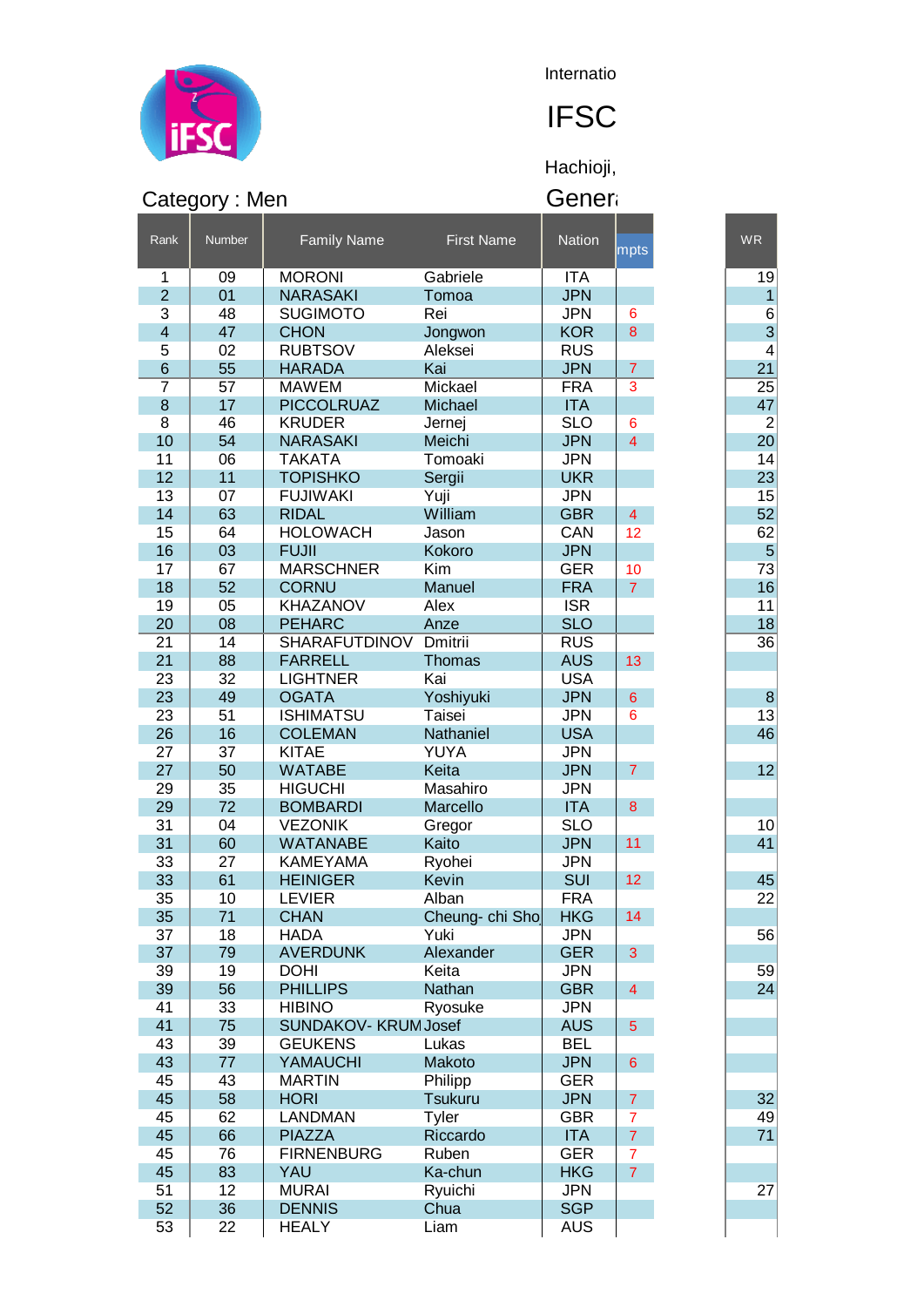Internatio

# IFSC

Hachioji,

Category : Men

Gener

| Rank | Number | Family Name | First Name | Nation | mpts | WR |
|---|---|---|---|---|---|---|
| 1 | 09 | MORONI | Gabriele | ITA | | 19 |
| 2 | 01 | NARASAKI | Tomoa | JPN | | 1 |
| 3 | 48 | SUGIMOTO | Rei | JPN | 6 | 6 |
| 4 | 47 | CHON | Jongwon | KOR | 8 | 3 |
| 5 | 02 | RUBTSOV | Aleksei | RUS | | 4 |
| 6 | 55 | HARADA | Kai | JPN | 7 | 21 |
| 7 | 57 | MAWEM | Mickael | FRA | 3 | 25 |
| 8 | 17 | PICCOLRUAZ | Michael | ITA | | 47 |
| 8 | 46 | KRUDER | Jernej | SLO | 6 | 2 |
| 10 | 54 | NARASAKI | Meichi | JPN | 4 | 20 |
| 11 | 06 | TAKATA | Tomoaki | JPN | | 14 |
| 12 | 11 | TOPISHKO | Sergii | UKR | | 23 |
| 13 | 07 | FUJIWAKI | Yuji | JPN | | 15 |
| 14 | 63 | RIDAL | William | GBR | 4 | 52 |
| 15 | 64 | HOLOWACH | Jason | CAN | 12 | 62 |
| 16 | 03 | FUJII | Kokoro | JPN | | 5 |
| 17 | 67 | MARSCHNER | Kim | GER | 10 | 73 |
| 18 | 52 | CORNU | Manuel | FRA | 7 | 16 |
| 19 | 05 | KHAZANOV | Alex | ISR | | 11 |
| 20 | 08 | PEHARC | Anze | SLO | | 18 |
| 21 | 14 | SHARAFUTDINOV | Dmitrii | RUS | | 36 |
| 21 | 88 | FARRELL | Thomas | AUS | 13 | |
| 23 | 32 | LIGHTNER | Kai | USA | | |
| 23 | 49 | OGATA | Yoshiyuki | JPN | 6 | 8 |
| 23 | 51 | ISHIMATSU | Taisei | JPN | 6 | 13 |
| 26 | 16 | COLEMAN | Nathaniel | USA | | 46 |
| 27 | 37 | KITAE | YUYA | JPN | | |
| 27 | 50 | WATABE | Keita | JPN | 7 | 12 |
| 29 | 35 | HIGUCHI | Masahiro | JPN | | |
| 29 | 72 | BOMBARDI | Marcello | ITA | 8 | |
| 31 | 04 | VEZONIK | Gregor | SLO | | 10 |
| 31 | 60 | WATANABE | Kaito | JPN | 11 | 41 |
| 33 | 27 | KAMEYAMA | Ryohei | JPN | | |
| 33 | 61 | HEINIGER | Kevin | SUI | 12 | 45 |
| 35 | 10 | LEVIER | Alban | FRA | | 22 |
| 35 | 71 | CHAN | Cheung- chi Sho | HKG | 14 | |
| 37 | 18 | HADA | Yuki | JPN | | 56 |
| 37 | 79 | AVERDUNK | Alexander | GER | 3 | |
| 39 | 19 | DOHI | Keita | JPN | | 59 |
| 39 | 56 | PHILLIPS | Nathan | GBR | 4 | 24 |
| 41 | 33 | HIBINO | Ryosuke | JPN | | |
| 41 | 75 | SUNDAKOV- KRUM | Josef | AUS | 5 | |
| 43 | 39 | GEUKENS | Lukas | BEL | | |
| 43 | 77 | YAMAUCHI | Makoto | JPN | 6 | |
| 45 | 43 | MARTIN | Philipp | GER | | |
| 45 | 58 | HORI | Tsukuru | JPN | 7 | 32 |
| 45 | 62 | LANDMAN | Tyler | GBR | 7 | 49 |
| 45 | 66 | PIAZZA | Riccardo | ITA | 7 | 71 |
| 45 | 76 | FIRNENBURG | Ruben | GER | 7 | |
| 45 | 83 | YAU | Ka-chun | HKG | 7 | |
| 51 | 12 | MURAI | Ryuichi | JPN | | 27 |
| 52 | 36 | DENNIS | Chua | SGP | | |
| 53 | 22 | HEALY | Liam | AUS | | |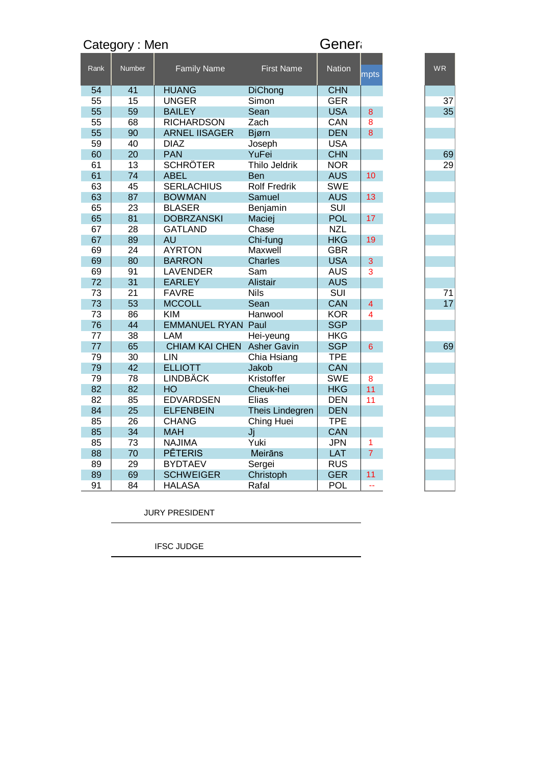Category : Men

Genera

| Rank | Number | Family Name | First Name | Nation | mpts | WR |
|---|---|---|---|---|---|---|
| 54 | 41 | HUANG | DiChong | CHN | | |
| 55 | 15 | UNGER | Simon | GER | | 37 |
| 55 | 59 | BAILEY | Sean | USA | 8 | 35 |
| 55 | 68 | RICHARDSON | Zach | CAN | 8 | |
| 55 | 90 | ARNEL IISAGER | Bjørn | DEN | 8 | |
| 59 | 40 | DIAZ | Joseph | USA | | |
| 60 | 20 | PAN | YuFei | CHN | | 69 |
| 61 | 13 | SCHRÖTER | Thilo Jeldrik | NOR | | 29 |
| 61 | 74 | ABEL | Ben | AUS | 10 | |
| 63 | 45 | SERLACHIUS | Rolf Fredrik | SWE | | |
| 63 | 87 | BOWMAN | Samuel | AUS | 13 | |
| 65 | 23 | BLASER | Benjamin | SUI | | |
| 65 | 81 | DOBRZANSKI | Maciej | POL | 17 | |
| 67 | 28 | GATLAND | Chase | NZL | | |
| 67 | 89 | AU | Chi-fung | HKG | 19 | |
| 69 | 24 | AYRTON | Maxwell | GBR | | |
| 69 | 80 | BARRON | Charles | USA | 3 | |
| 69 | 91 | LAVENDER | Sam | AUS | 3 | |
| 72 | 31 | EARLEY | Alistair | AUS | | |
| 73 | 21 | FAVRE | Nils | SUI | | 71 |
| 73 | 53 | MCCOLL | Sean | CAN | 4 | 17 |
| 73 | 86 | KIM | Hanwool | KOR | 4 | |
| 76 | 44 | EMMANUEL RYAN | Paul | SGP | | |
| 77 | 38 | LAM | Hei-yeung | HKG | | |
| 77 | 65 | CHIAM KAI CHEN | Asher Gavin | SGP | 6 | 69 |
| 79 | 30 | LIN | Chia Hsiang | TPE | | |
| 79 | 42 | ELLIOTT | Jakob | CAN | | |
| 79 | 78 | LINDBÄCK | Kristoffer | SWE | 8 | |
| 82 | 82 | HO | Cheuk-hei | HKG | 11 | |
| 82 | 85 | EDVARDSEN | Elias | DEN | 11 | |
| 84 | 25 | ELFENBEIN | Theis Lindegren | DEN | | |
| 85 | 26 | CHANG | Ching Huei | TPE | | |
| 85 | 34 | MAH | Jj | CAN | | |
| 85 | 73 | NAJIMA | Yuki | JPN | 1 | |
| 88 | 70 | PĒTERIS | Meirāns | LAT | 7 | |
| 89 | 29 | BYDTAEV | Sergei | RUS | | |
| 89 | 69 | SCHWEIGER | Christoph | GER | 11 | |
| 91 | 84 | HALASA | Rafal | POL | -- | |

JURY PRESIDENT

IFSC JUDGE